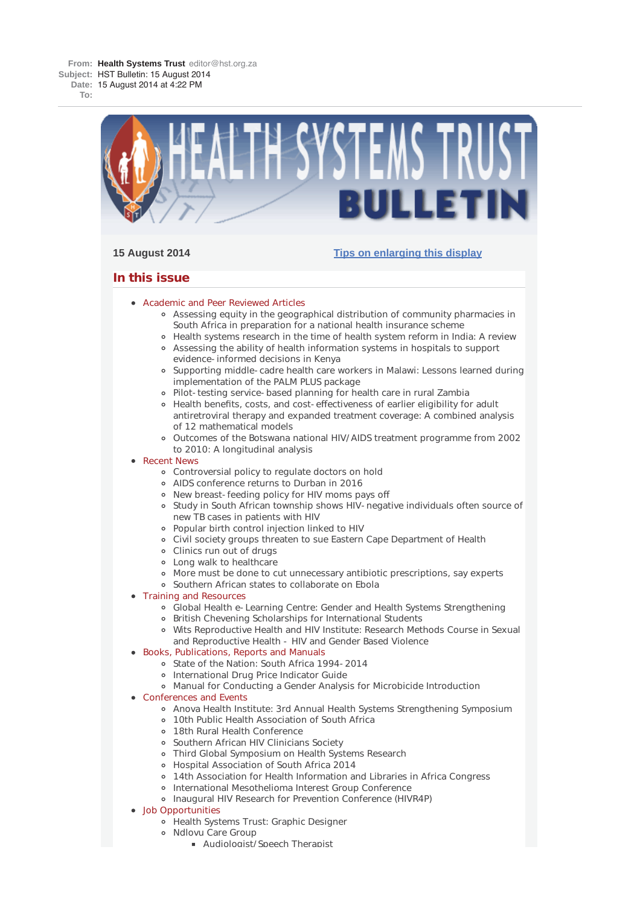**From:** **Health Systems Trust** editor@hst.org.za
**Subject:** HST Bulletin: 15 August 2014
**Date:** 15 August 2014 at 4:22 PM
**To:**

# HEALTH SYSTEMS TRUST BULLETIN

**15 August 2014**

[Tips on enlarging this display]

## In this issue

- Academic and Peer Reviewed Articles
  - Assessing equity in the geographical distribution of community pharmacies in South Africa in preparation for a national health insurance scheme
  - Health systems research in the time of health system reform in India: A review
  - Assessing the ability of health information systems in hospitals to support evidence-informed decisions in Kenya
  - Supporting middle-cadre health care workers in Malawi: Lessons learned during implementation of the PALM PLUS package
  - Pilot-testing service-based planning for health care in rural Zambia
  - Health benefits, costs, and cost-effectiveness of earlier eligibility for adult antiretroviral therapy and expanded treatment coverage: A combined analysis of 12 mathematical models
  - Outcomes of the Botswana national HIV/AIDS treatment programme from 2002 to 2010: A longitudinal analysis
- Recent News
  - Controversial policy to regulate doctors on hold
  - AIDS conference returns to Durban in 2016
  - New breast-feeding policy for HIV moms pays off
  - Study in South African township shows HIV-negative individuals often source of new TB cases in patients with HIV
  - Popular birth control injection linked to HIV
  - Civil society groups threaten to sue Eastern Cape Department of Health
  - Clinics run out of drugs
  - Long walk to healthcare
  - More must be done to cut unnecessary antibiotic prescriptions, say experts
  - Southern African states to collaborate on Ebola
- Training and Resources
  - Global Health e-Learning Centre: Gender and Health Systems Strengthening
  - British Chevening Scholarships for International Students
  - Wits Reproductive Health and HIV Institute: Research Methods Course in Sexual and Reproductive Health - HIV and Gender Based Violence
- Books, Publications, Reports and Manuals
  - State of the Nation: South Africa 1994-2014
  - International Drug Price Indicator Guide
  - Manual for Conducting a Gender Analysis for Microbicide Introduction
- Conferences and Events
  - Anova Health Institute: 3rd Annual Health Systems Strengthening Symposium
  - 10th Public Health Association of South Africa
  - 18th Rural Health Conference
  - Southern African HIV Clinicians Society
  - Third Global Symposium on Health Systems Research
  - Hospital Association of South Africa 2014
  - 14th Association for Health Information and Libraries in Africa Congress
  - International Mesothelioma Interest Group Conference
  - Inaugural HIV Research for Prevention Conference (HIVR4P)
- Job Opportunities
  - Health Systems Trust: Graphic Designer
  - Ndlovu Care Group
    - Audiologist/Speech Therapist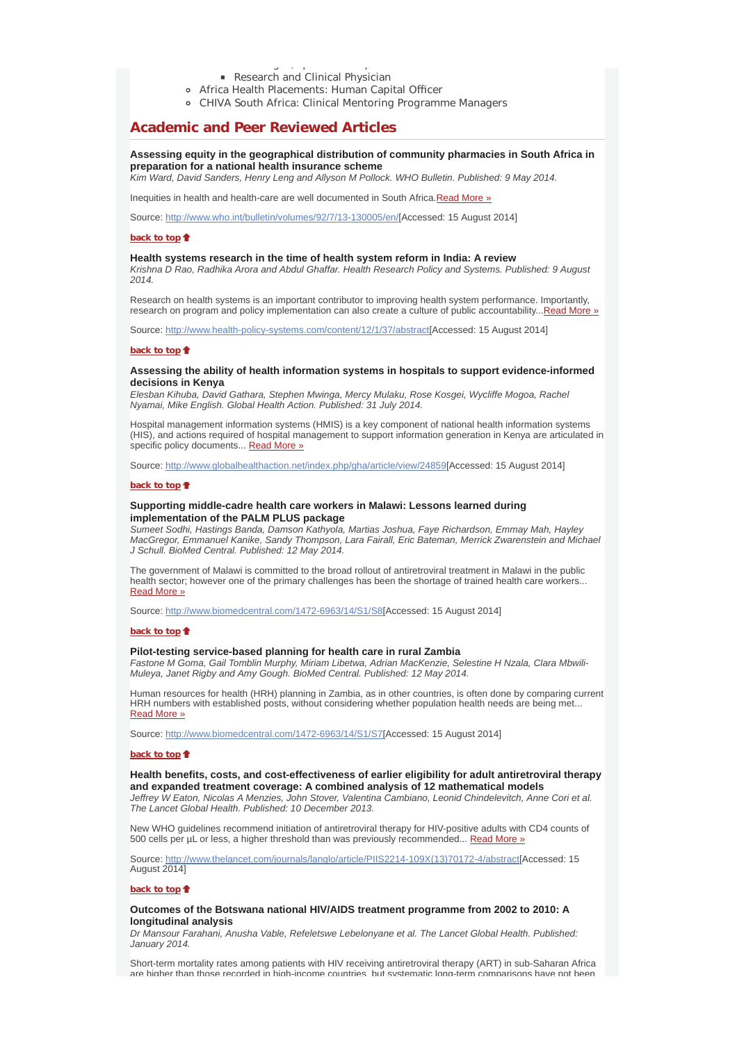- Research and Clinical Physician
- Africa Health Placements: Human Capital Officer
- CHIVA South Africa: Clinical Mentoring Programme Managers

## Academic and Peer Reviewed Articles

**Assessing equity in the geographical distribution of community pharmacies in South Africa in preparation for a national health insurance scheme**
*Kim Ward, David Sanders, Henry Leng and Allyson M Pollock. WHO Bulletin. Published: 9 May 2014.*

Inequities in health and health-care are well documented in South Africa. Read More »

Source: http://www.who.int/bulletin/volumes/92/7/13-130005/en/[Accessed: 15 August 2014]

**back to top**

**Health systems research in the time of health system reform in India: A review**
*Krishna D Rao, Radhika Arora and Abdul Ghaffar. Health Research Policy and Systems. Published: 9 August 2014.*

Research on health systems is an important contributor to improving health system performance. Importantly, research on program and policy implementation can also create a culture of public accountability... Read More »

Source: http://www.health-policy-systems.com/content/12/1/37/abstract[Accessed: 15 August 2014]

**back to top**

**Assessing the ability of health information systems in hospitals to support evidence-informed decisions in Kenya**
*Elesban Kihuba, David Gathara, Stephen Mwinga, Mercy Mulaku, Rose Kosgei, Wycliffe Mogoa, Rachel Nyamai, Mike English. Global Health Action. Published: 31 July 2014.*

Hospital management information systems (HMIS) is a key component of national health information systems (HIS), and actions required of hospital management to support information generation in Kenya are articulated in specific policy documents... Read More »

Source: http://www.globalhealthaction.net/index.php/gha/article/view/24859[Accessed: 15 August 2014]

**back to top**

**Supporting middle-cadre health care workers in Malawi: Lessons learned during implementation of the PALM PLUS package**
*Sumeet Sodhi, Hastings Banda, Damson Kathyola, Martias Joshua, Faye Richardson, Emmay Mah, Hayley MacGregor, Emmanuel Kanike, Sandy Thompson, Lara Fairall, Eric Bateman, Merrick Zwarenstein and Michael J Schull. BioMed Central. Published: 12 May 2014.*

The government of Malawi is committed to the broad rollout of antiretroviral treatment in Malawi in the public health sector; however one of the primary challenges has been the shortage of trained health care workers... Read More »

Source: http://www.biomedcentral.com/1472-6963/14/S1/S8[Accessed: 15 August 2014]

**back to top**

**Pilot-testing service-based planning for health care in rural Zambia**
*Fastone M Goma, Gail Tomblin Murphy, Miriam Libetwa, Adrian MacKenzie, Selestine H Nzala, Clara Mbwili-Muleya, Janet Rigby and Amy Gough. BioMed Central. Published: 12 May 2014.*

Human resources for health (HRH) planning in Zambia, as in other countries, is often done by comparing current HRH numbers with established posts, without considering whether population health needs are being met... Read More »

Source: http://www.biomedcentral.com/1472-6963/14/S1/S7[Accessed: 15 August 2014]

**back to top**

**Health benefits, costs, and cost-effectiveness of earlier eligibility for adult antiretroviral therapy and expanded treatment coverage: A combined analysis of 12 mathematical models**
*Jeffrey W Eaton, Nicolas A Menzies, John Stover, Valentina Cambiano, Leonid Chindelevitch, Anne Cori et al. The Lancet Global Health. Published: 10 December 2013.*

New WHO guidelines recommend initiation of antiretroviral therapy for HIV-positive adults with CD4 counts of 500 cells per µL or less, a higher threshold than was previously recommended... Read More »

Source: http://www.thelancet.com/journals/langlo/article/PIIS2214-109X(13)70172-4/abstract[Accessed: 15 August 2014]

**back to top**

**Outcomes of the Botswana national HIV/AIDS treatment programme from 2002 to 2010: A longitudinal analysis**
*Dr Mansour Farahani, Anusha Vable, Refeletswe Lebelonyane et al. The Lancet Global Health. Published: January 2014.*

Short-term mortality rates among patients with HIV receiving antiretroviral therapy (ART) in sub-Saharan Africa are higher than those recorded in high-income countries, but systematic long-term comparisons have not been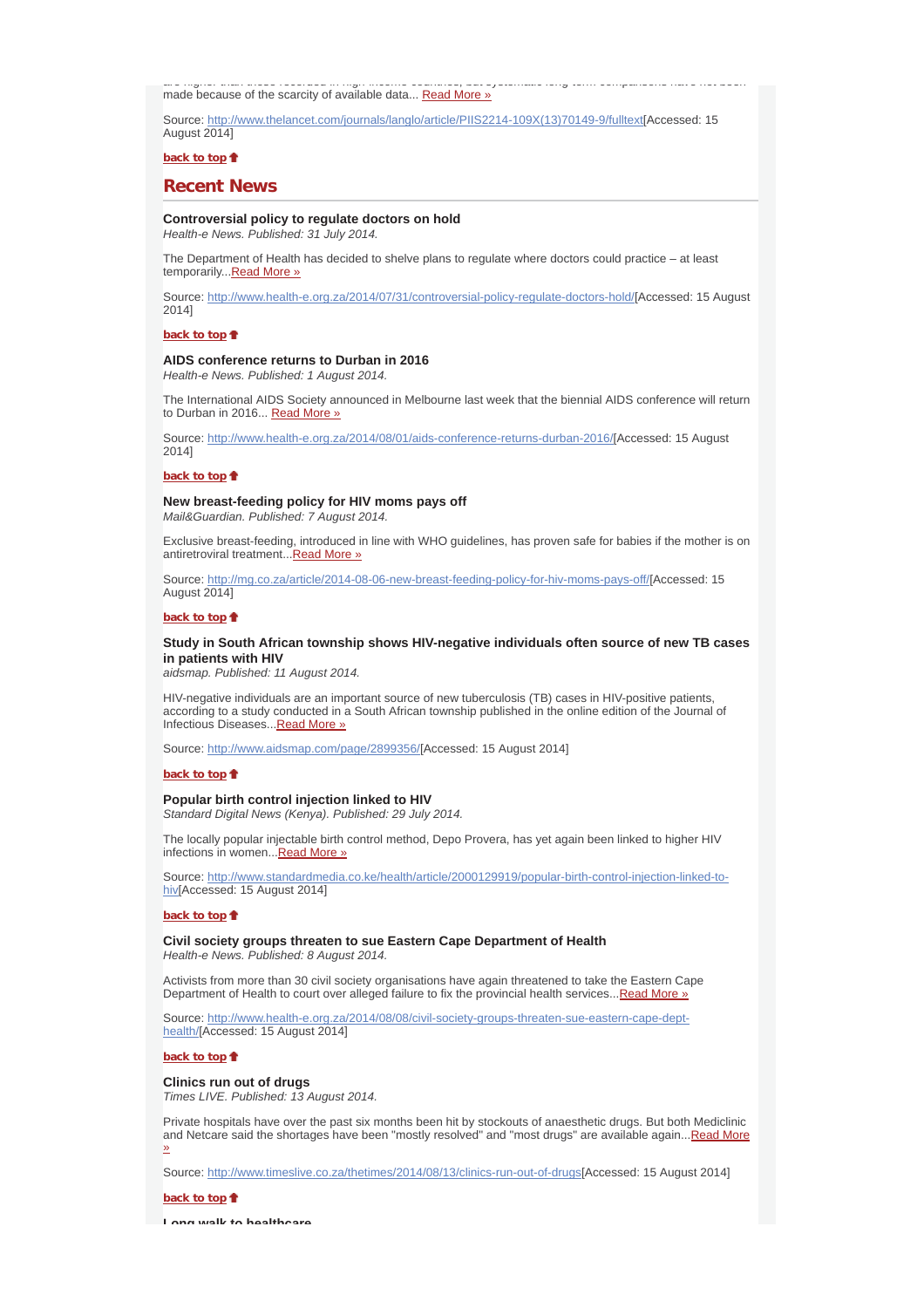made because of the scarcity of available data... Read More »

Source: http://www.thelancet.com/journals/langlo/article/PIIS2214-109X(13)70149-9/fulltext[Accessed: 15 August 2014]

**back to top**

## Recent News

### Controversial policy to regulate doctors on hold

*Health-e News. Published: 31 July 2014.*

The Department of Health has decided to shelve plans to regulate where doctors could practice – at least temporarily...Read More »

Source: http://www.health-e.org.za/2014/07/31/controversial-policy-regulate-doctors-hold/[Accessed: 15 August 2014]

**back to top**

### AIDS conference returns to Durban in 2016

*Health-e News. Published: 1 August 2014.*

The International AIDS Society announced in Melbourne last week that the biennial AIDS conference will return to Durban in 2016... Read More »

Source: http://www.health-e.org.za/2014/08/01/aids-conference-returns-durban-2016/[Accessed: 15 August 2014]

**back to top**

### New breast-feeding policy for HIV moms pays off

*Mail&Guardian. Published: 7 August 2014.*

Exclusive breast-feeding, introduced in line with WHO guidelines, has proven safe for babies if the mother is on antiretroviral treatment...Read More »

Source: http://mg.co.za/article/2014-08-06-new-breast-feeding-policy-for-hiv-moms-pays-off/[Accessed: 15 August 2014]

**back to top**

### Study in South African township shows HIV-negative individuals often source of new TB cases in patients with HIV

*aidsmap. Published: 11 August 2014.*

HIV-negative individuals are an important source of new tuberculosis (TB) cases in HIV-positive patients, according to a study conducted in a South African township published in the online edition of the Journal of Infectious Diseases...Read More »

Source: http://www.aidsmap.com/page/2899356/[Accessed: 15 August 2014]

**back to top**

### Popular birth control injection linked to HIV

*Standard Digital News (Kenya). Published: 29 July 2014.*

The locally popular injectable birth control method, Depo Provera, has yet again been linked to higher HIV infections in women...Read More »

Source: http://www.standardmedia.co.ke/health/article/2000129919/popular-birth-control-injection-linked-to-hiv[Accessed: 15 August 2014]

**back to top**

### Civil society groups threaten to sue Eastern Cape Department of Health

*Health-e News. Published: 8 August 2014.*

Activists from more than 30 civil society organisations have again threatened to take the Eastern Cape Department of Health to court over alleged failure to fix the provincial health services...Read More »

Source: http://www.health-e.org.za/2014/08/08/civil-society-groups-threaten-sue-eastern-cape-dept-health/[Accessed: 15 August 2014]

**back to top**

### Clinics run out of drugs

*Times LIVE. Published: 13 August 2014.*

Private hospitals have over the past six months been hit by stockouts of anaesthetic drugs. But both Mediclinic and Netcare said the shortages have been "mostly resolved" and "most drugs" are available again...Read More »

Source: http://www.timeslive.co.za/thetimes/2014/08/13/clinics-run-out-of-drugs[Accessed: 15 August 2014]

**back to top**

### Long walk to healthcare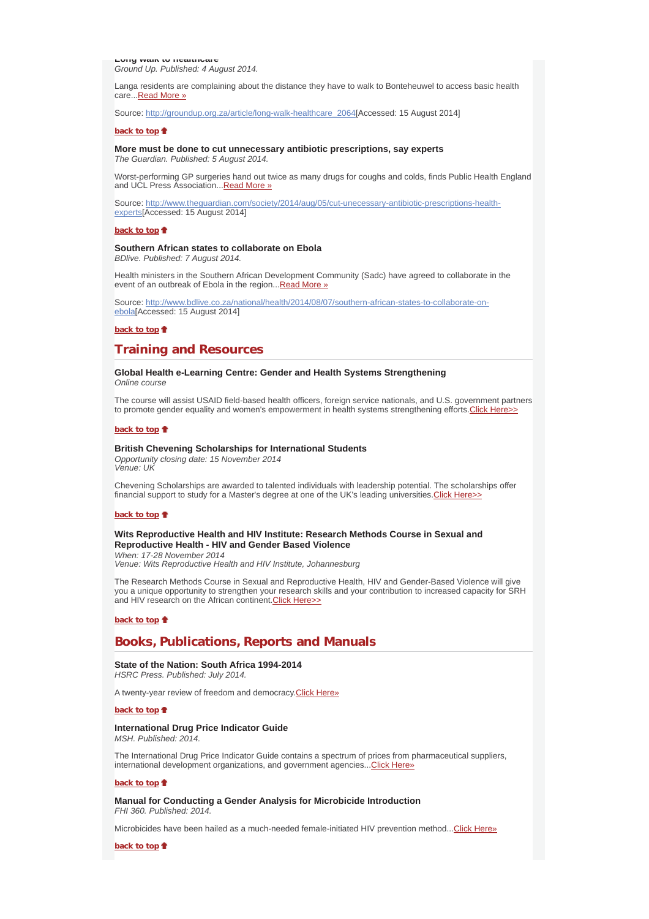**Long walk to healthcare**
*Ground Up. Published: 4 August 2014.*

Langa residents are complaining about the distance they have to walk to Bonteheuwel to access basic health care...Read More »

Source: http://groundup.org.za/article/long-walk-healthcare_2064[Accessed: 15 August 2014]

**back to top**

**More must be done to cut unnecessary antibiotic prescriptions, say experts**
*The Guardian. Published: 5 August 2014.*

Worst-performing GP surgeries hand out twice as many drugs for coughs and colds, finds Public Health England and UCL Press Association...Read More »

Source: http://www.theguardian.com/society/2014/aug/05/cut-unecessary-antibiotic-prescriptions-health-experts[Accessed: 15 August 2014]

**back to top**

**Southern African states to collaborate on Ebola**
*BDlive. Published: 7 August 2014.*

Health ministers in the Southern African Development Community (Sadc) have agreed to collaborate in the event of an outbreak of Ebola in the region...Read More »

Source: http://www.bdlive.co.za/national/health/2014/08/07/southern-african-states-to-collaborate-on-ebola[Accessed: 15 August 2014]

**back to top**

## Training and Resources

**Global Health e-Learning Centre: Gender and Health Systems Strengthening**
*Online course*

The course will assist USAID field-based health officers, foreign service nationals, and U.S. government partners to promote gender equality and women's empowerment in health systems strengthening efforts.Click Here>>

**back to top**

**British Chevening Scholarships for International Students**
*Opportunity closing date: 15 November 2014*
*Venue: UK*

Chevening Scholarships are awarded to talented individuals with leadership potential. The scholarships offer financial support to study for a Master's degree at one of the UK's leading universities.Click Here>>

**back to top**

**Wits Reproductive Health and HIV Institute: Research Methods Course in Sexual and Reproductive Health - HIV and Gender Based Violence**
*When: 17-28 November 2014*
*Venue: Wits Reproductive Health and HIV Institute, Johannesburg*

The Research Methods Course in Sexual and Reproductive Health, HIV and Gender-Based Violence will give you a unique opportunity to strengthen your research skills and your contribution to increased capacity for SRH and HIV research on the African continent.Click Here>>

**back to top**

## Books, Publications, Reports and Manuals

**State of the Nation: South Africa 1994-2014**
*HSRC Press. Published: July 2014.*

A twenty-year review of freedom and democracy.Click Here»

**back to top**

**International Drug Price Indicator Guide**
*MSH. Published: 2014.*

The International Drug Price Indicator Guide contains a spectrum of prices from pharmaceutical suppliers, international development organizations, and government agencies...Click Here»

**back to top**

**Manual for Conducting a Gender Analysis for Microbicide Introduction**
*FHI 360. Published: 2014.*

Microbicides have been hailed as a much-needed female-initiated HIV prevention method...Click Here»

**back to top**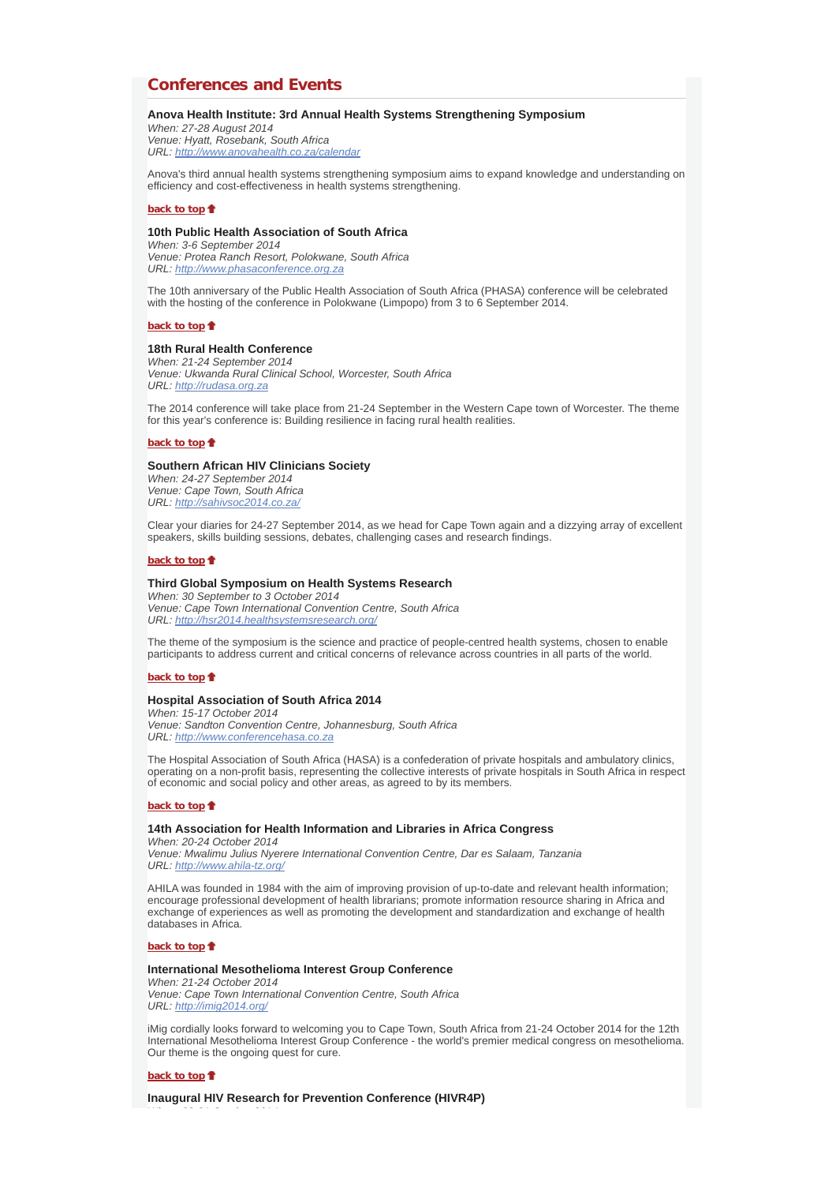## Conferences and Events

**Anova Health Institute: 3rd Annual Health Systems Strengthening Symposium**
*When: 27-28 August 2014*
*Venue: Hyatt, Rosebank, South Africa*
*URL: http://www.anovahealth.co.za/calendar*

Anova's third annual health systems strengthening symposium aims to expand knowledge and understanding on efficiency and cost-effectiveness in health systems strengthening.

**back to top**

**10th Public Health Association of South Africa**
*When: 3-6 September 2014*
*Venue: Protea Ranch Resort, Polokwane, South Africa*
*URL: http://www.phasaconference.org.za*

The 10th anniversary of the Public Health Association of South Africa (PHASA) conference will be celebrated with the hosting of the conference in Polokwane (Limpopo) from 3 to 6 September 2014.

**back to top**

**18th Rural Health Conference**
*When: 21-24 September 2014*
*Venue: Ukwanda Rural Clinical School, Worcester, South Africa*
*URL: http://rudasa.org.za*

The 2014 conference will take place from 21-24 September in the Western Cape town of Worcester. The theme for this year's conference is: Building resilience in facing rural health realities.

**back to top**

**Southern African HIV Clinicians Society**
*When: 24-27 September 2014*
*Venue: Cape Town, South Africa*
*URL: http://sahivsoc2014.co.za/*

Clear your diaries for 24-27 September 2014, as we head for Cape Town again and a dizzying array of excellent speakers, skills building sessions, debates, challenging cases and research findings.

**back to top**

**Third Global Symposium on Health Systems Research**
*When: 30 September to 3 October 2014*
*Venue: Cape Town International Convention Centre, South Africa*
*URL: http://hsr2014.healthsystemsresearch.org/*

The theme of the symposium is the science and practice of people-centred health systems, chosen to enable participants to address current and critical concerns of relevance across countries in all parts of the world.

**back to top**

**Hospital Association of South Africa 2014**
*When: 15-17 October 2014*
*Venue: Sandton Convention Centre, Johannesburg, South Africa*
*URL: http://www.conferencehasa.co.za*

The Hospital Association of South Africa (HASA) is a confederation of private hospitals and ambulatory clinics, operating on a non-profit basis, representing the collective interests of private hospitals in South Africa in respect of economic and social policy and other areas, as agreed to by its members.

**back to top**

**14th Association for Health Information and Libraries in Africa Congress**
*When: 20-24 October 2014*
*Venue: Mwalimu Julius Nyerere International Convention Centre, Dar es Salaam, Tanzania*
*URL: http://www.ahila-tz.org/*

AHILA was founded in 1984 with the aim of improving provision of up-to-date and relevant health information; encourage professional development of health librarians; promote information resource sharing in Africa and exchange of experiences as well as promoting the development and standardization and exchange of health databases in Africa.

**back to top**

**International Mesothelioma Interest Group Conference**
*When: 21-24 October 2014*
*Venue: Cape Town International Convention Centre, South Africa*
*URL: http://imig2014.org/*

iMig cordially looks forward to welcoming you to Cape Town, South Africa from 21-24 October 2014 for the 12th International Mesothelioma Interest Group Conference - the world's premier medical congress on mesothelioma. Our theme is the ongoing quest for cure.

**back to top**

**Inaugural HIV Research for Prevention Conference (HIVR4P)**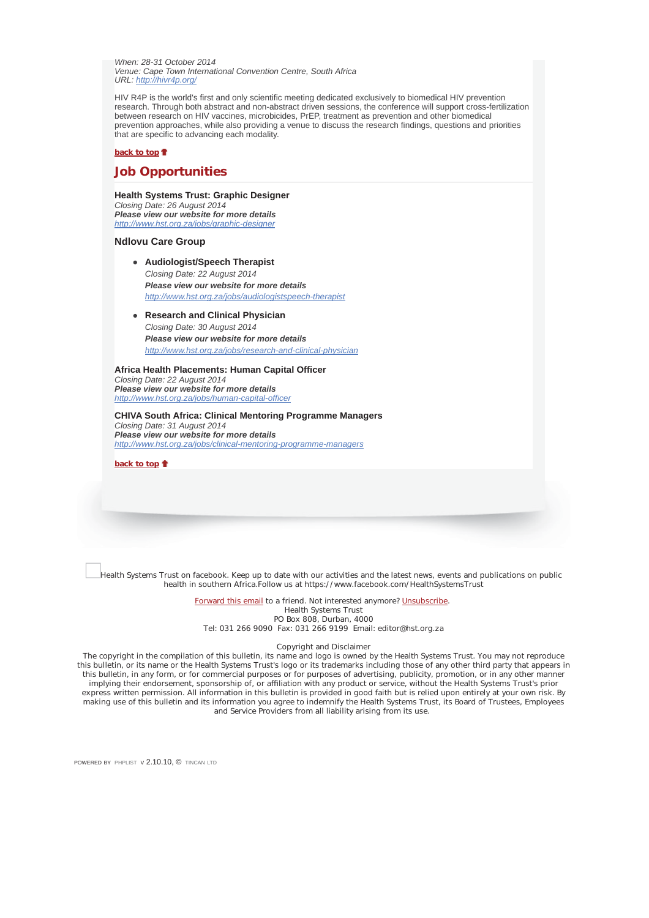*When: 28-31 October 2014*
*Venue: Cape Town International Convention Centre, South Africa*
*URL: http://hivr4p.org/*

HIV R4P is the world's first and only scientific meeting dedicated exclusively to biomedical HIV prevention research. Through both abstract and non-abstract driven sessions, the conference will support cross-fertilization between research on HIV vaccines, microbicides, PrEP, treatment as prevention and other biomedical prevention approaches, while also providing a venue to discuss the research findings, questions and priorities that are specific to advancing each modality.

**back to top**

## Job Opportunities

**Health Systems Trust: Graphic Designer**
*Closing Date: 26 August 2014*
***Please view our website for more details***
*http://www.hst.org.za/jobs/graphic-designer*

### Ndlovu Care Group

- **Audiologist/Speech Therapist**
  *Closing Date: 22 August 2014*
  ***Please view our website for more details***
  *http://www.hst.org.za/jobs/audiologistspeech-therapist*

- **Research and Clinical Physician**
  *Closing Date: 30 August 2014*
  ***Please view our website for more details***
  *http://www.hst.org.za/jobs/research-and-clinical-physician*

**Africa Health Placements: Human Capital Officer**
*Closing Date: 22 August 2014*
***Please view our website for more details***
*http://www.hst.org.za/jobs/human-capital-officer*

**CHIVA South Africa: Clinical Mentoring Programme Managers**
*Closing Date: 31 August 2014*
***Please view our website for more details***
*http://www.hst.org.za/jobs/clinical-mentoring-programme-managers*

**back to top**

Health Systems Trust on facebook. Keep up to date with our activities and the latest news, events and publications on public health in southern Africa.Follow us at https://www.facebook.com/HealthSystemsTrust

Forward this email to a friend. Not interested anymore? Unsubscribe.
Health Systems Trust
PO Box 808, Durban, 4000
Tel: 031 266 9090 Fax: 031 266 9199 Email: editor@hst.org.za

Copyright and Disclaimer
The copyright in the compilation of this bulletin, its name and logo is owned by the Health Systems Trust. You may not reproduce this bulletin, or its name or the Health Systems Trust's logo or its trademarks including those of any other third party that appears in this bulletin, in any form, or for commercial purposes or for purposes of advertising, publicity, promotion, or in any other manner implying their endorsement, sponsorship of, or affiliation with any product or service, without the Health Systems Trust's prior express written permission. All information in this bulletin is provided in good faith but is relied upon entirely at your own risk. By making use of this bulletin and its information you agree to indemnify the Health Systems Trust, its Board of Trustees, Employees and Service Providers from all liability arising from its use.

POWERED BY PHPLIST V 2.10.10, © TINCAN LTD